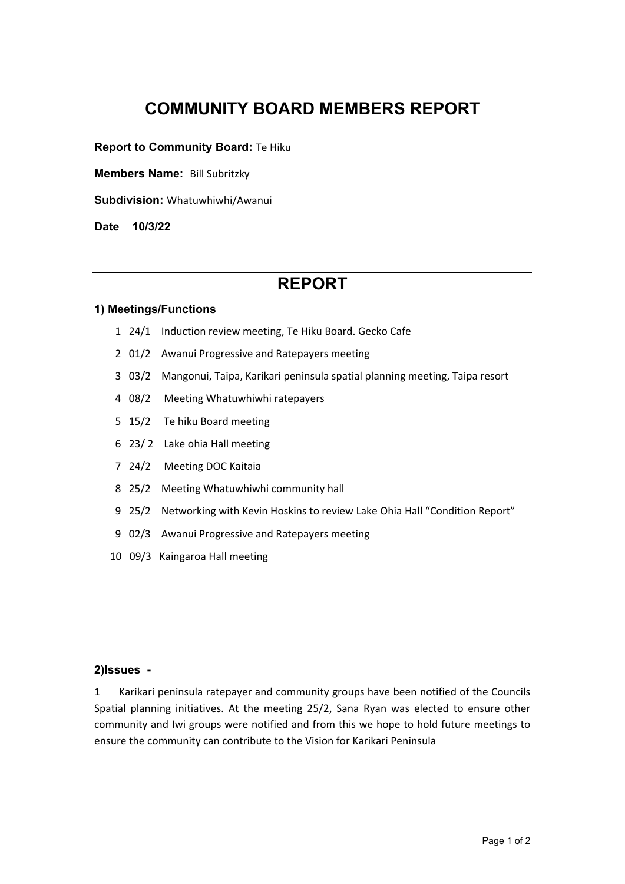# COMMUNITY BOARD MEMBERS REPORT

**Report to Community Board:** Te Hiku

**Members Name:** Bill Subritzky

**Subdivision:** Whatuwhiwhi/Awanui

**Date 10/3/22**

## REPORT

### 1) Meetings/Functions

1 24/1 Induction review meeting, Te Hiku Board. Gecko Cafe

2 01/2 Awanui Progressive and Ratepayers meeting

3 03/2 Mangonui, Taipa, Karikari peninsula spatial planning meeting, Taipa resort

4 08/2 Meeting Whatuwhiwhi ratepayers

5 15/2 Te hiku Board meeting

6 23/ 2 Lake ohia Hall meeting

7 24/2 Meeting DOC Kaitaia

8 25/2 Meeting Whatuwhiwhi community hall

9 25/2 Networking with Kevin Hoskins to review Lake Ohia Hall "Condition Report"

9 02/3 Awanui Progressive and Ratepayers meeting

10 09/3 Kaingaroa Hall meeting

### 2)Issues -

1 Karikari peninsula ratepayer and community groups have been notified of the Councils Spatial planning initiatives. At the meeting 25/2, Sana Ryan was elected to ensure other community and Iwi groups were notified and from this we hope to hold future meetings to ensure the community can contribute to the Vision for Karikari Peninsula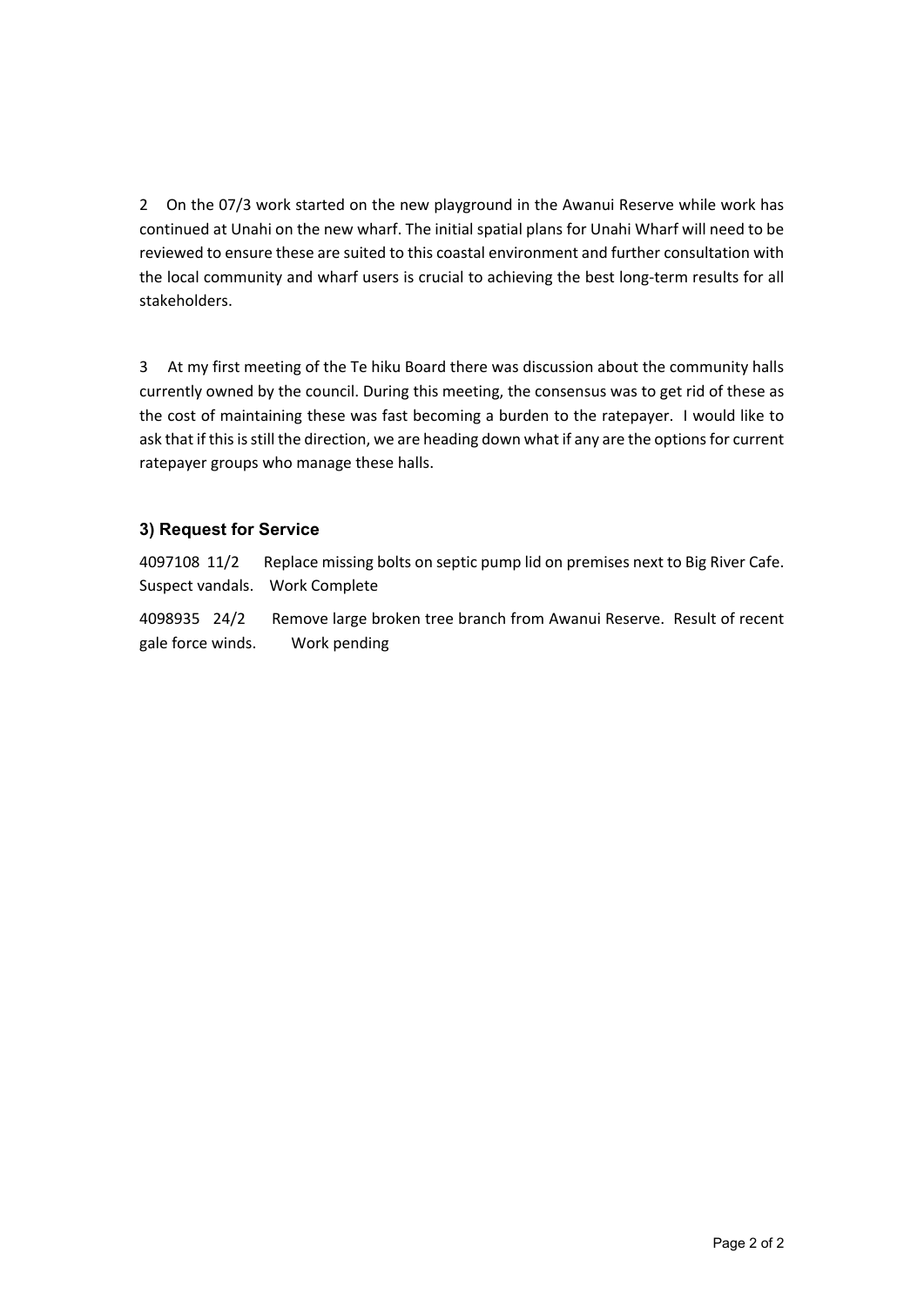2 On the 07/3 work started on the new playground in the Awanui Reserve while work has continued at Unahi on the new wharf. The initial spatial plans for Unahi Wharf will need to be reviewed to ensure these are suited to this coastal environment and further consultation with the local community and wharf users is crucial to achieving the best long-term results for all stakeholders.

3 At my first meeting of the Te hiku Board there was discussion about the community halls currently owned by the council. During this meeting, the consensus was to get rid of these as the cost of maintaining these was fast becoming a burden to the ratepayer. I would like to ask that if this is still the direction, we are heading down what if any are the options for current ratepayer groups who manage these halls.

### 3) Request for Service

4097108 11/2 Replace missing bolts on septic pump lid on premises next to Big River Cafe. Suspect vandals. Work Complete

4098935 24/2 Remove large broken tree branch from Awanui Reserve. Result of recent gale force winds. Work pending